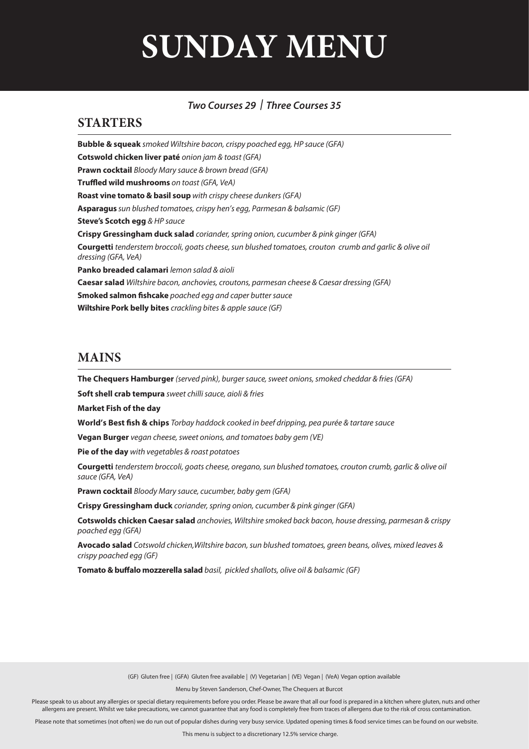# SUNDAY MENU

***Two Courses 29 | Three Courses 35***

## STARTERS

**Bubble & squeak** *smoked Wiltshire bacon, crispy poached egg, HP sauce (GFA)*

**Cotswold chicken liver paté** *onion jam & toast (GFA)*

**Prawn cocktail** *Bloody Mary sauce & brown bread (GFA)*

**Truffled wild mushrooms** *on toast (GFA, VeA)*

**Roast vine tomato & basil soup** *with crispy cheese dunkers (GFA)*

**Asparagus** *sun blushed tomatoes, crispy hen's egg, Parmesan & balsamic (GF)*

**Steve's Scotch egg** *& HP sauce*

**Crispy Gressingham duck salad** *coriander, spring onion, cucumber & pink ginger (GFA)*

**Courgetti** *tenderstem broccoli, goats cheese, sun blushed tomatoes, crouton crumb and garlic & olive oil dressing (GFA, VeA)*

**Panko breaded calamari** *lemon salad & aioli*

**Caesar salad** *Wiltshire bacon, anchovies, croutons, parmesan cheese & Caesar dressing (GFA)*

**Smoked salmon fishcake** *poached egg and caper butter sauce*

**Wiltshire Pork belly bites** *crackling bites & apple sauce (GF)*

## MAINS

**The Chequers Hamburger** *(served pink), burger sauce, sweet onions, smoked cheddar & fries (GFA)*

**Soft shell crab tempura** *sweet chilli sauce, aioli & fries*

**Market Fish of the day**

**World's Best fish & chips** *Torbay haddock cooked in beef dripping, pea purée & tartare sauce*

**Vegan Burger** *vegan cheese, sweet onions, and tomatoes baby gem (VE)*

**Pie of the day** *with vegetables & roast potatoes*

**Courgetti** *tenderstem broccoli, goats cheese, oregano, sun blushed tomatoes, crouton crumb, garlic & olive oil sauce (GFA, VeA)*

**Prawn cocktail** *Bloody Mary sauce, cucumber, baby gem (GFA)*

**Crispy Gressingham duck** *coriander, spring onion, cucumber & pink ginger (GFA)*

**Cotswolds chicken Caesar salad** *anchovies, Wiltshire smoked back bacon, house dressing, parmesan & crispy poached egg (GFA)*

**Avocado salad** *Cotswold chicken,Wiltshire bacon, sun blushed tomatoes, green beans, olives, mixed leaves & crispy poached egg (GF)*

**Tomato & buffalo mozzerella salad** *basil, pickled shallots, olive oil & balsamic (GF)*

(GF) Gluten free | (GFA) Gluten free available | (V) Vegetarian | (VE) Vegan | (VeA) Vegan option available

Menu by Steven Sanderson, Chef-Owner, The Chequers at Burcot

Please speak to us about any allergies or special dietary requirements before you order. Please be aware that all our food is prepared in a kitchen where gluten, nuts and other allergens are present. Whilst we take precautions, we cannot guarantee that any food is completely free from traces of allergens due to the risk of cross contamination.

Please note that sometimes (not often) we do run out of popular dishes during very busy service. Updated opening times & food service times can be found on our website.

This menu is subject to a discretionary 12.5% service charge.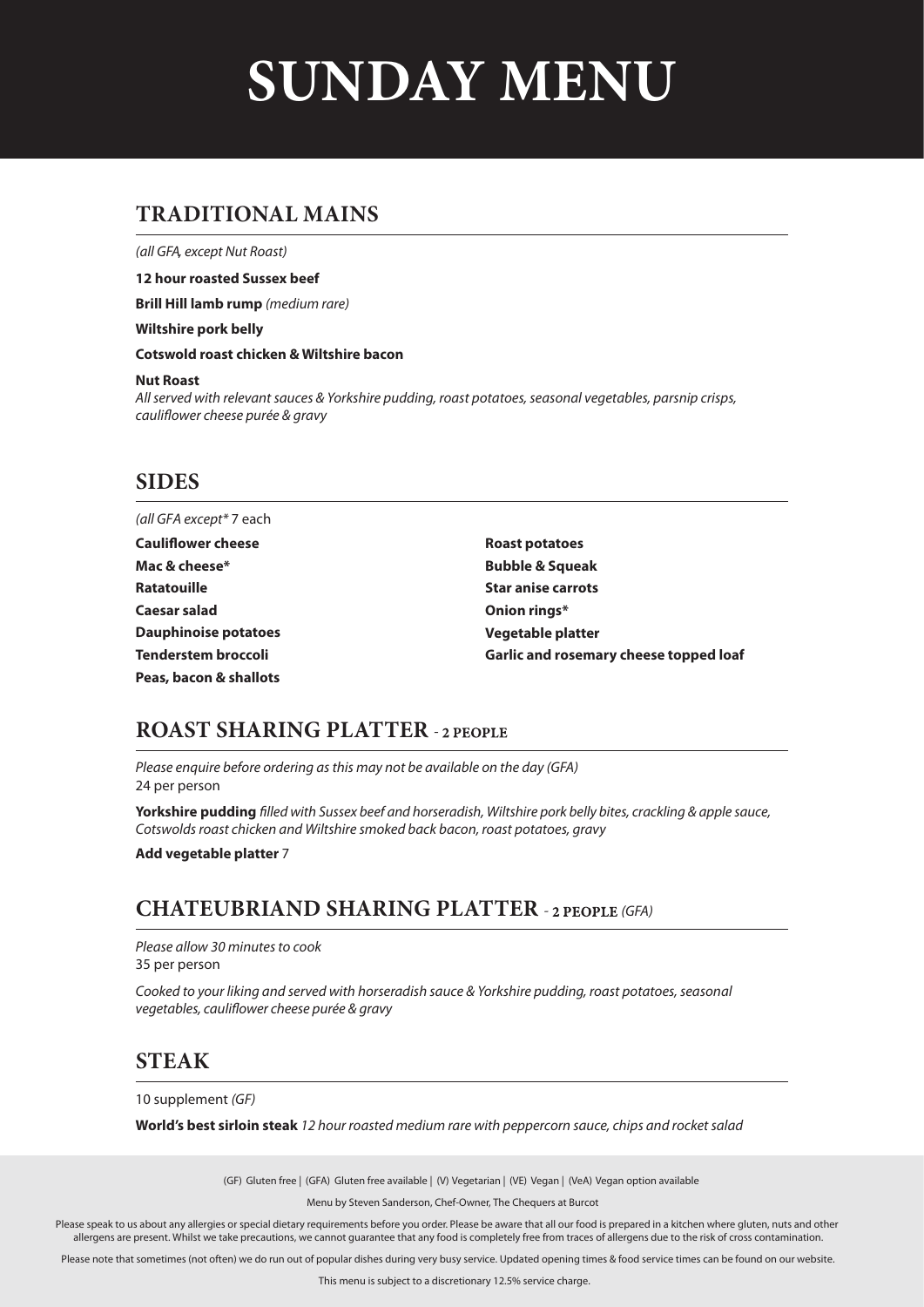# SUNDAY MENU

## TRADITIONAL MAINS

*(all GFA, except Nut Roast)*

**12 hour roasted Sussex beef**

**Brill Hill lamb rump** *(medium rare)*

**Wiltshire pork belly**

**Cotswold roast chicken & Wiltshire bacon**

**Nut Roast**
*All served with relevant sauces & Yorkshire pudding, roast potatoes, seasonal vegetables, parsnip crisps, cauliflower cheese purée & gravy*

## SIDES

*(all GFA except\** 7 each

**Cauliflower cheese**
**Mac & cheese\***
**Ratatouille**
**Caesar salad**
**Dauphinoise potatoes**
**Tenderstem broccoli**
**Peas, bacon & shallots**
**Roast potatoes**
**Bubble & Squeak**
**Star anise carrots**
**Onion rings\***
**Vegetable platter**
**Garlic and rosemary cheese topped loaf**

## ROAST SHARING PLATTER - 2 PEOPLE

*Please enquire before ordering as this may not be available on the day (GFA)*
24 per person

**Yorkshire pudding** *filled with Sussex beef and horseradish, Wiltshire pork belly bites, crackling & apple sauce, Cotswolds roast chicken and Wiltshire smoked back bacon, roast potatoes, gravy*

**Add vegetable platter** 7

## CHATEUBRIAND SHARING PLATTER - 2 PEOPLE *(GFA)*

*Please allow 30 minutes to cook*
35 per person

*Cooked to your liking and served with horseradish sauce & Yorkshire pudding, roast potatoes, seasonal vegetables, cauliflower cheese purée & gravy*

## STEAK

10 supplement *(GF)*

**World's best sirloin steak** *12 hour roasted medium rare with peppercorn sauce, chips and rocket salad*

(GF) Gluten free | (GFA) Gluten free available | (V) Vegetarian | (VE) Vegan | (VeA) Vegan option available

Menu by Steven Sanderson, Chef-Owner, The Chequers at Burcot

Please speak to us about any allergies or special dietary requirements before you order. Please be aware that all our food is prepared in a kitchen where gluten, nuts and other allergens are present. Whilst we take precautions, we cannot guarantee that any food is completely free from traces of allergens due to the risk of cross contamination.

Please note that sometimes (not often) we do run out of popular dishes during very busy service. Updated opening times & food service times can be found on our website.

This menu is subject to a discretionary 12.5% service charge.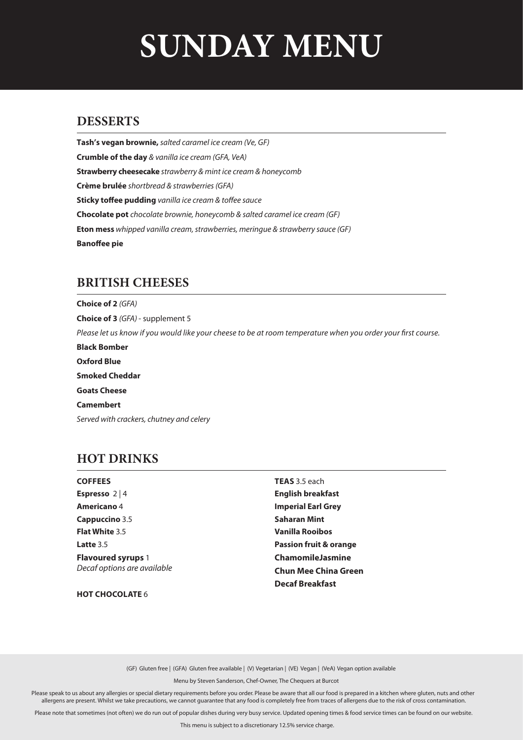# SUNDAY MENU

## DESSERTS

**Tash's vegan brownie,** *salted caramel ice cream (Ve, GF)*

**Crumble of the day** *& vanilla ice cream (GFA, VeA)*

**Strawberry cheesecake** *strawberry & mint ice cream & honeycomb*

**Crème brulée** *shortbread & strawberries (GFA)*

**Sticky toffee pudding** *vanilla ice cream & toffee sauce*

**Chocolate pot** *chocolate brownie, honeycomb & salted caramel ice cream (GF)*

**Eton mess** *whipped vanilla cream, strawberries, meringue & strawberry sauce (GF)*

**Banoffee pie**

## BRITISH CHEESES

**Choice of 2** *(GFA)*

**Choice of 3** *(GFA)* - supplement 5

*Please let us know if you would like your cheese to be at room temperature when you order your first course.*

**Black Bomber**

**Oxford Blue**

**Smoked Cheddar**

**Goats Cheese**

**Camembert**

*Served with crackers, chutney and celery*

## HOT DRINKS

**COFFEES**

**Espresso** 2 | 4

**Americano** 4

**Cappuccino** 3.5

**Flat White** 3.5

**Latte** 3.5

**Flavoured syrups** 1

*Decaf options are available*

**HOT CHOCOLATE** 6

**TEAS** 3.5 each

**English breakfast**

**Imperial Earl Grey**

**Saharan Mint**

**Vanilla Rooibos**

**Passion fruit & orange**

**ChamomileJasmine**

**Chun Mee China Green**

**Decaf Breakfast**

(GF) Gluten free | (GFA) Gluten free available | (V) Vegetarian | (VE) Vegan | (VeA) Vegan option available

Menu by Steven Sanderson, Chef-Owner, The Chequers at Burcot

Please speak to us about any allergies or special dietary requirements before you order. Please be aware that all our food is prepared in a kitchen where gluten, nuts and other allergens are present. Whilst we take precautions, we cannot guarantee that any food is completely free from traces of allergens due to the risk of cross contamination.

Please note that sometimes (not often) we do run out of popular dishes during very busy service. Updated opening times & food service times can be found on our website.

This menu is subject to a discretionary 12.5% service charge.